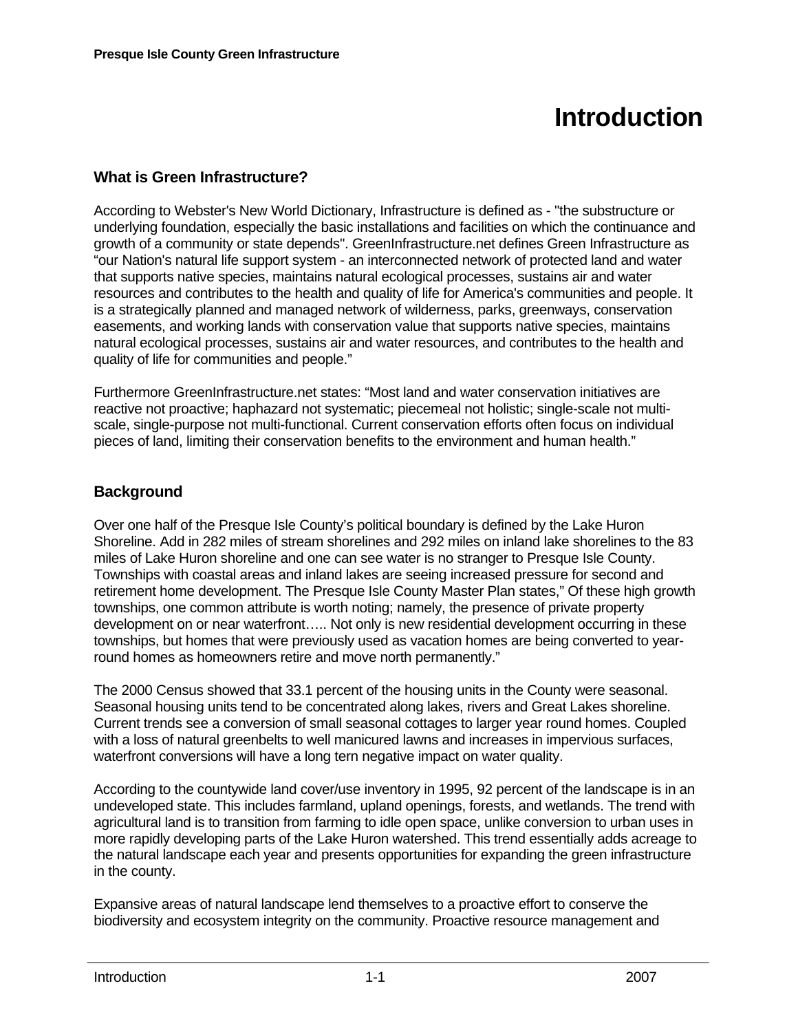# Introduction

## What is Green Infrastructure?

According to Webster's New World Dictionary, Infrastructure is defined as - "the substructure or underlying foundation, especially the basic installations and facilities on which the continuance and growth of a community or state depends". GreenInfrastructure.net defines Green Infrastructure as "our Nation's natural life support system - an interconnected network of protected land and water that supports native species, maintains natural ecological processes, sustains air and water resources and contributes to the health and quality of life for America's communities and people. It is a strategically planned and managed network of wilderness, parks, greenways, conservation easements, and working lands with conservation value that supports native species, maintains natural ecological processes, sustains air and water resources, and contributes to the health and quality of life for communities and people."

Furthermore GreenInfrastructure.net states: "Most land and water conservation initiatives are reactive not proactive; haphazard not systematic; piecemeal not holistic; single-scale not multi-scale, single-purpose not multi-functional. Current conservation efforts often focus on individual pieces of land, limiting their conservation benefits to the environment and human health."

## Background

Over one half of the Presque Isle County's political boundary is defined by the Lake Huron Shoreline. Add in 282 miles of stream shorelines and 292 miles on inland lake shorelines to the 83 miles of Lake Huron shoreline and one can see water is no stranger to Presque Isle County. Townships with coastal areas and inland lakes are seeing increased pressure for second and retirement home development. The Presque Isle County Master Plan states," Of these high growth townships, one common attribute is worth noting; namely, the presence of private property development on or near waterfront….. Not only is new residential development occurring in these townships, but homes that were previously used as vacation homes are being converted to year-round homes as homeowners retire and move north permanently."

The 2000 Census showed that 33.1 percent of the housing units in the County were seasonal. Seasonal housing units tend to be concentrated along lakes, rivers and Great Lakes shoreline. Current trends see a conversion of small seasonal cottages to larger year round homes. Coupled with a loss of natural greenbelts to well manicured lawns and increases in impervious surfaces, waterfront conversions will have a long tern negative impact on water quality.

According to the countywide land cover/use inventory in 1995, 92 percent of the landscape is in an undeveloped state. This includes farmland, upland openings, forests, and wetlands. The trend with agricultural land is to transition from farming to idle open space, unlike conversion to urban uses in more rapidly developing parts of the Lake Huron watershed. This trend essentially adds acreage to the natural landscape each year and presents opportunities for expanding the green infrastructure in the county.

Expansive areas of natural landscape lend themselves to a proactive effort to conserve the biodiversity and ecosystem integrity on the community. Proactive resource management and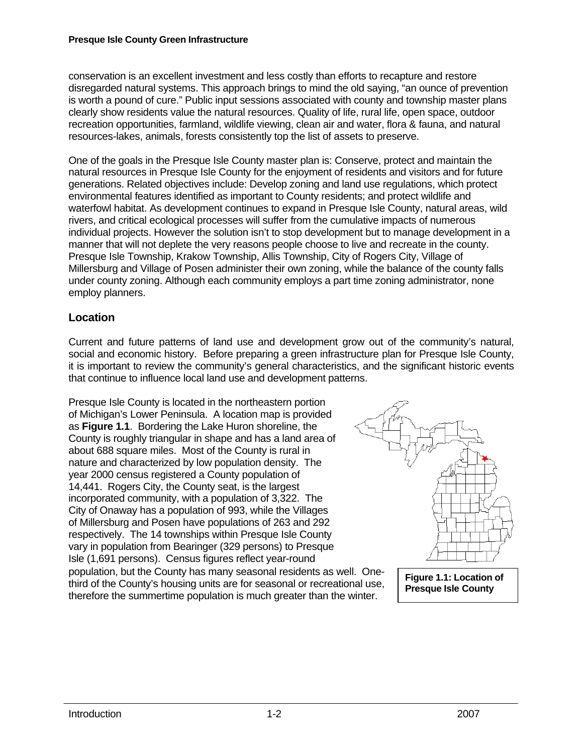conservation is an excellent investment and less costly than efforts to recapture and restore disregarded natural systems. This approach brings to mind the old saying, "an ounce of prevention is worth a pound of cure." Public input sessions associated with county and township master plans clearly show residents value the natural resources. Quality of life, rural life, open space, outdoor recreation opportunities, farmland, wildlife viewing, clean air and water, flora & fauna, and natural resources-lakes, animals, forests consistently top the list of assets to preserve.

One of the goals in the Presque Isle County master plan is: Conserve, protect and maintain the natural resources in Presque Isle County for the enjoyment of residents and visitors and for future generations. Related objectives include: Develop zoning and land use regulations, which protect environmental features identified as important to County residents; and protect wildlife and waterfowl habitat. As development continues to expand in Presque Isle County, natural areas, wild rivers, and critical ecological processes will suffer from the cumulative impacts of numerous individual projects. However the solution isn't to stop development but to manage development in a manner that will not deplete the very reasons people choose to live and recreate in the county. Presque Isle Township, Krakow Township, Allis Township, City of Rogers City, Village of Millersburg and Village of Posen administer their own zoning, while the balance of the county falls under county zoning. Although each community employs a part time zoning administrator, none employ planners.

## Location

Current and future patterns of land use and development grow out of the community's natural, social and economic history. Before preparing a green infrastructure plan for Presque Isle County, it is important to review the community's general characteristics, and the significant historic events that continue to influence local land use and development patterns.

Presque Isle County is located in the northeastern portion of Michigan's Lower Peninsula. A location map is provided as **Figure 1.1**. Bordering the Lake Huron shoreline, the County is roughly triangular in shape and has a land area of about 688 square miles. Most of the County is rural in nature and characterized by low population density. The year 2000 census registered a County population of 14,441. Rogers City, the County seat, is the largest incorporated community, with a population of 3,322. The City of Onaway has a population of 993, while the Villages of Millersburg and Posen have populations of 263 and 292 respectively. The 14 townships within Presque Isle County vary in population from Bearinger (329 persons) to Presque Isle (1,691 persons). Census figures reflect year-round population, but the County has many seasonal residents as well. One-third of the County's housing units are for seasonal or recreational use, therefore the summertime population is much greater than the winter.

**Figure 1.1: Location of Presque Isle County**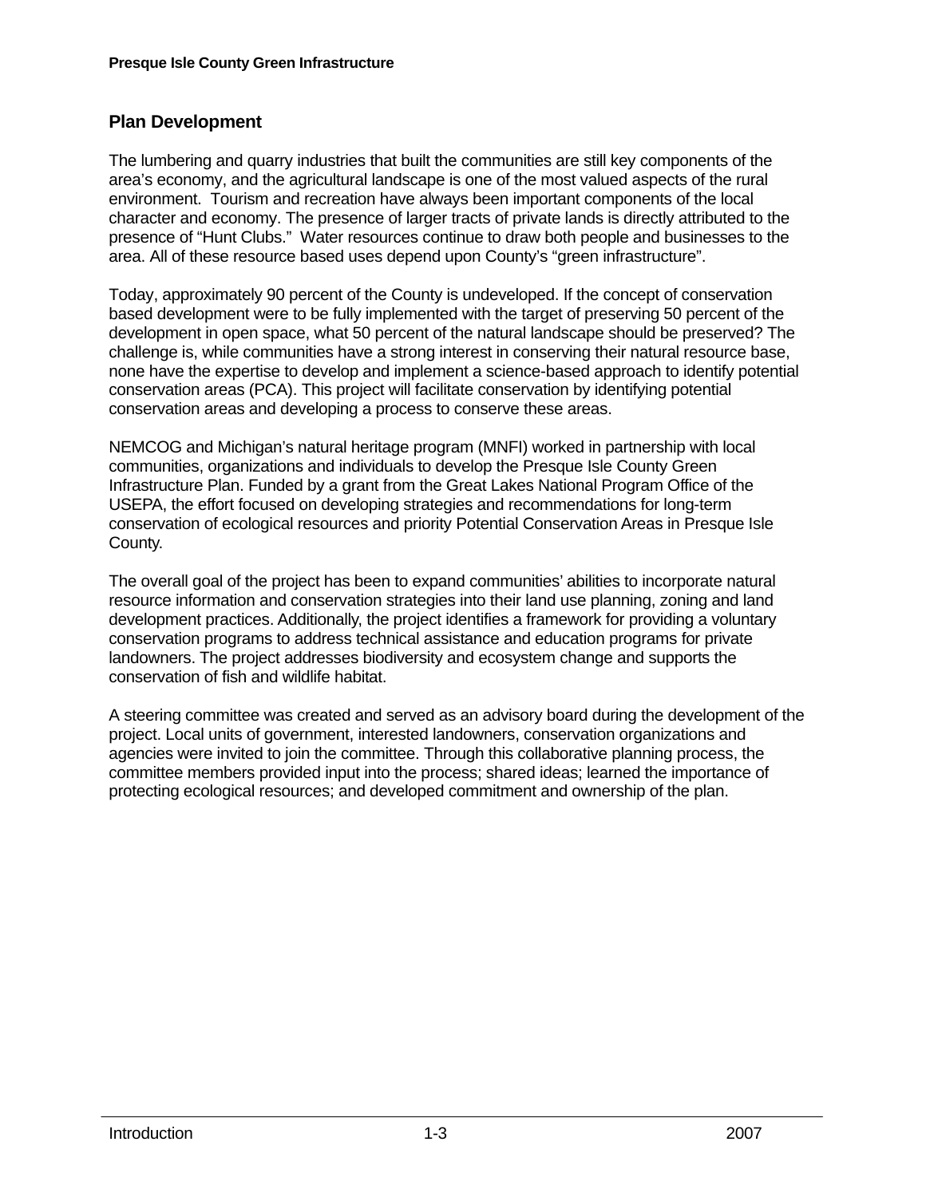## Plan Development

The lumbering and quarry industries that built the communities are still key components of the area's economy, and the agricultural landscape is one of the most valued aspects of the rural environment. Tourism and recreation have always been important components of the local character and economy. The presence of larger tracts of private lands is directly attributed to the presence of "Hunt Clubs." Water resources continue to draw both people and businesses to the area. All of these resource based uses depend upon County's "green infrastructure".

Today, approximately 90 percent of the County is undeveloped. If the concept of conservation based development were to be fully implemented with the target of preserving 50 percent of the development in open space, what 50 percent of the natural landscape should be preserved? The challenge is, while communities have a strong interest in conserving their natural resource base, none have the expertise to develop and implement a science-based approach to identify potential conservation areas (PCA). This project will facilitate conservation by identifying potential conservation areas and developing a process to conserve these areas.

NEMCOG and Michigan's natural heritage program (MNFI) worked in partnership with local communities, organizations and individuals to develop the Presque Isle County Green Infrastructure Plan. Funded by a grant from the Great Lakes National Program Office of the USEPA, the effort focused on developing strategies and recommendations for long-term conservation of ecological resources and priority Potential Conservation Areas in Presque Isle County.

The overall goal of the project has been to expand communities' abilities to incorporate natural resource information and conservation strategies into their land use planning, zoning and land development practices. Additionally, the project identifies a framework for providing a voluntary conservation programs to address technical assistance and education programs for private landowners. The project addresses biodiversity and ecosystem change and supports the conservation of fish and wildlife habitat.

A steering committee was created and served as an advisory board during the development of the project. Local units of government, interested landowners, conservation organizations and agencies were invited to join the committee. Through this collaborative planning process, the committee members provided input into the process; shared ideas; learned the importance of protecting ecological resources; and developed commitment and ownership of the plan.